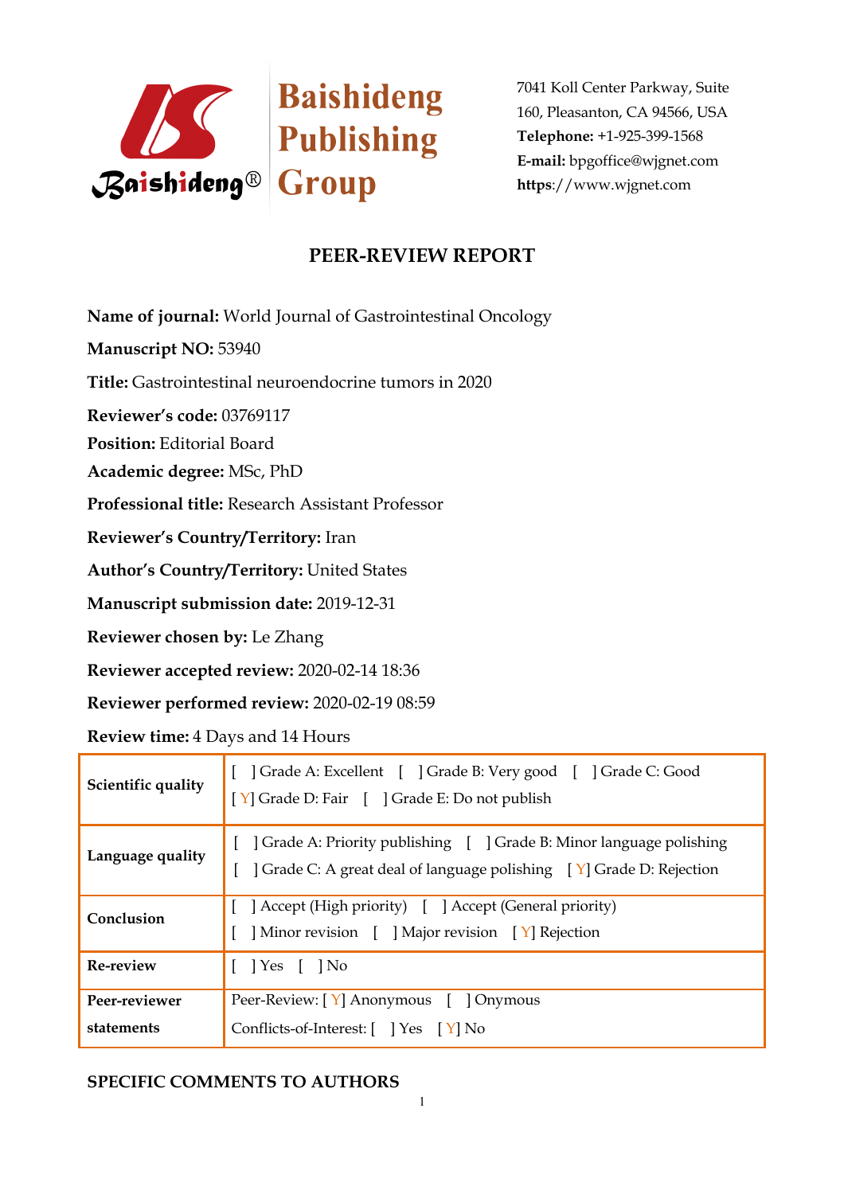Baishideng Publishing Group

7041 Koll Center Parkway, Suite 160, Pleasanton, CA 94566, USA
**Telephone:** +1-925-399-1568
**E-mail:** bpgoffice@wjgnet.com
**https**://www.wjgnet.com

## PEER-REVIEW REPORT

**Name of journal:** World Journal of Gastrointestinal Oncology

**Manuscript NO:** 53940

**Title:** Gastrointestinal neuroendocrine tumors in 2020

**Reviewer's code:** 03769117

**Position:** Editorial Board

**Academic degree:** MSc, PhD

**Professional title:** Research Assistant Professor

**Reviewer's Country/Territory:** Iran

**Author's Country/Territory:** United States

**Manuscript submission date:** 2019-12-31

**Reviewer chosen by:** Le Zhang

**Reviewer accepted review:** 2020-02-14 18:36

**Reviewer performed review:** 2020-02-19 08:59

**Review time:** 4 Days and 14 Hours

| | |
|---|---|
| **Scientific quality** | [ ] Grade A: Excellent [ ] Grade B: Very good [ ] Grade C: Good [ Y] Grade D: Fair [ ] Grade E: Do not publish |
| **Language quality** | [ ] Grade A: Priority publishing [ ] Grade B: Minor language polishing [ ] Grade C: A great deal of language polishing [ Y] Grade D: Rejection |
| **Conclusion** | [ ] Accept (High priority) [ ] Accept (General priority) [ ] Minor revision [ ] Major revision [ Y] Rejection |
| **Re-review** | [ ] Yes [ ] No |
| **Peer-reviewer statements** | Peer-Review: [ Y] Anonymous [ ] Onymous Conflicts-of-Interest: [ ] Yes [ Y] No |

### SPECIFIC COMMENTS TO AUTHORS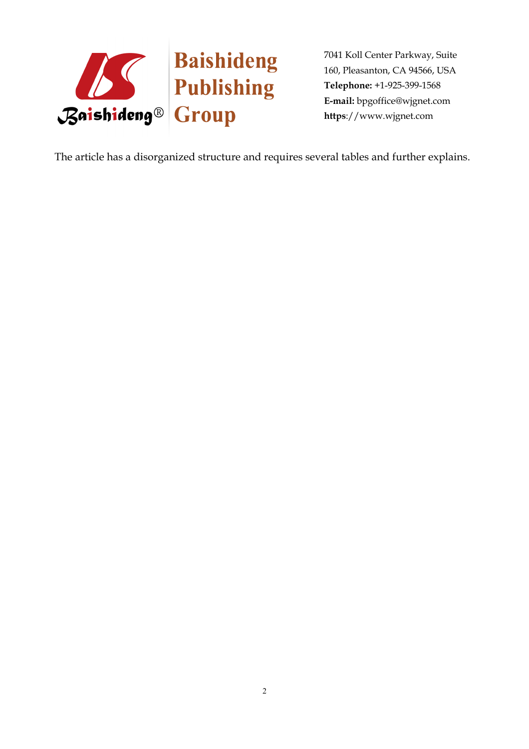The article has a disorganized structure and requires several tables and further explains.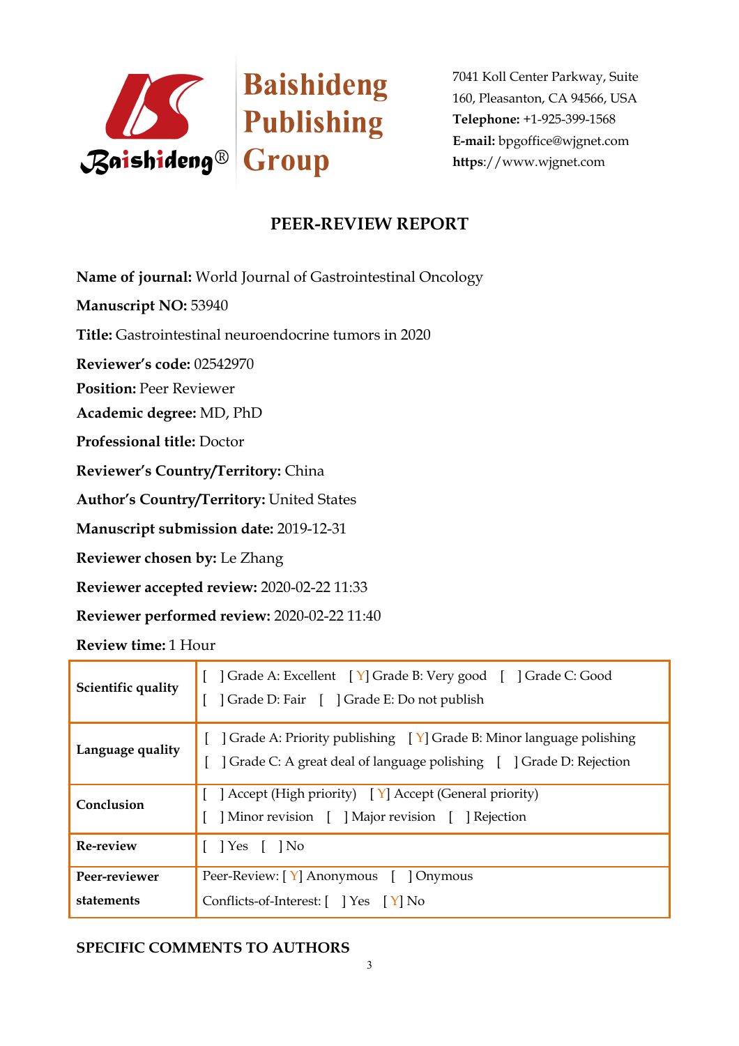Baishideng Publishing Group

7041 Koll Center Parkway, Suite 160, Pleasanton, CA 94566, USA
**Telephone:** +1-925-399-1568
**E-mail:** bpgoffice@wjgnet.com
**https**://www.wjgnet.com

## PEER-REVIEW REPORT

**Name of journal:** World Journal of Gastrointestinal Oncology

**Manuscript NO:** 53940

**Title:** Gastrointestinal neuroendocrine tumors in 2020

**Reviewer's code:** 02542970

**Position:** Peer Reviewer

**Academic degree:** MD, PhD

**Professional title:** Doctor

**Reviewer's Country/Territory:** China

**Author's Country/Territory:** United States

**Manuscript submission date:** 2019-12-31

**Reviewer chosen by:** Le Zhang

**Reviewer accepted review:** 2020-02-22 11:33

**Reviewer performed review:** 2020-02-22 11:40

**Review time:** 1 Hour

| | |
|---|---|
| **Scientific quality** | [ ] Grade A: Excellent [ Y] Grade B: Very good [ ] Grade C: Good<br>[ ] Grade D: Fair [ ] Grade E: Do not publish |
| **Language quality** | [ ] Grade A: Priority publishing [ Y] Grade B: Minor language polishing<br>[ ] Grade C: A great deal of language polishing [ ] Grade D: Rejection |
| **Conclusion** | [ ] Accept (High priority) [ Y] Accept (General priority)<br>[ ] Minor revision [ ] Major revision [ ] Rejection |
| **Re-review** | [ ] Yes [ ] No |
| **Peer-reviewer statements** | Peer-Review: [ Y] Anonymous [ ] Onymous<br>Conflicts-of-Interest: [ ] Yes [ Y] No |

**SPECIFIC COMMENTS TO AUTHORS**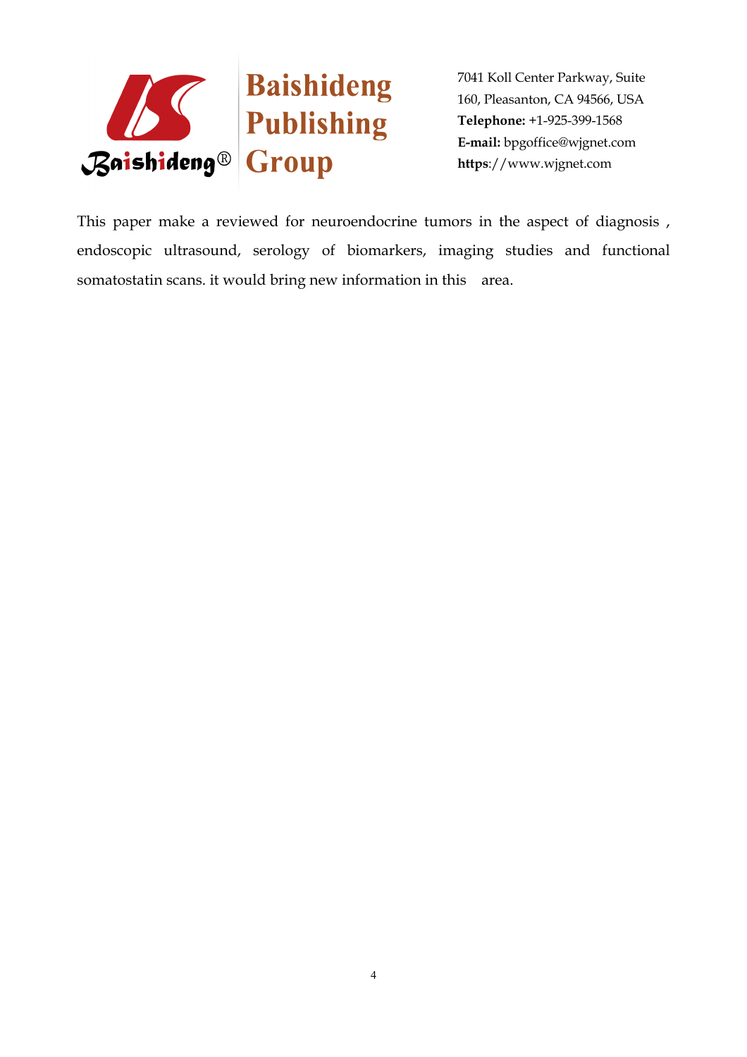This paper make a reviewed for neuroendocrine tumors in the aspect of diagnosis , endoscopic ultrasound, serology of biomarkers, imaging studies and functional somatostatin scans. it would bring new information in this area.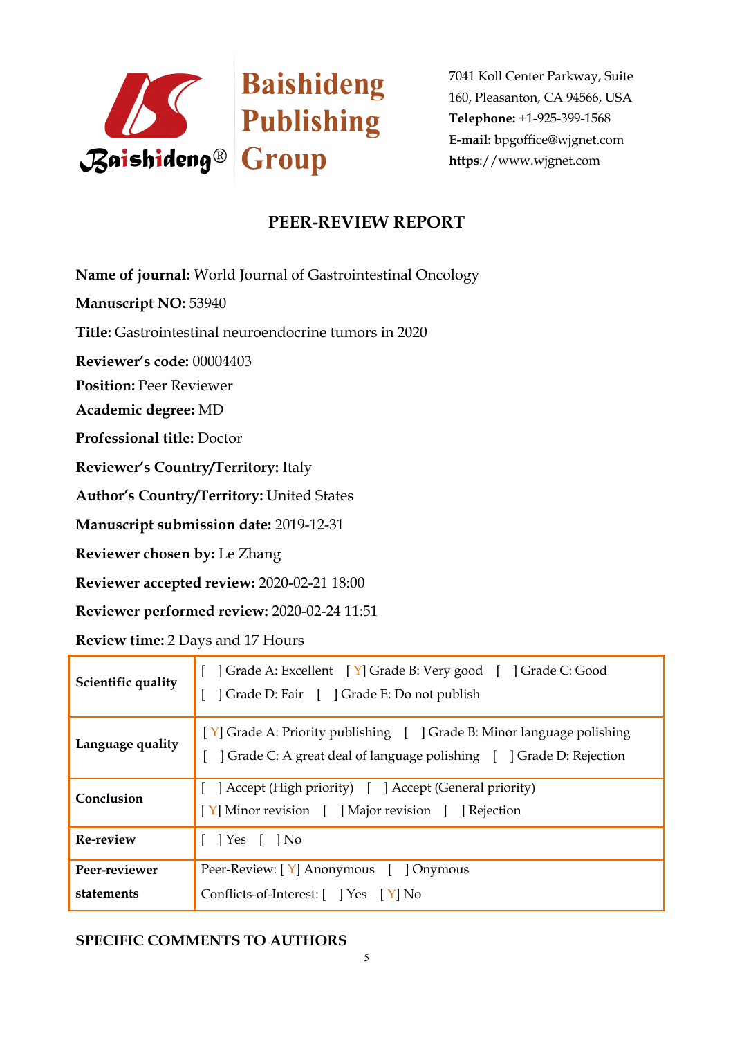Baishideng Publishing Group

7041 Koll Center Parkway, Suite 160, Pleasanton, CA 94566, USA
**Telephone:** +1-925-399-1568
**E-mail:** bpgoffice@wjgnet.com
**https**://www.wjgnet.com

# PEER-REVIEW REPORT

**Name of journal:** World Journal of Gastrointestinal Oncology

**Manuscript NO:** 53940

**Title:** Gastrointestinal neuroendocrine tumors in 2020

**Reviewer's code:** 00004403

**Position:** Peer Reviewer

**Academic degree:** MD

**Professional title:** Doctor

**Reviewer's Country/Territory:** Italy

**Author's Country/Territory:** United States

**Manuscript submission date:** 2019-12-31

**Reviewer chosen by:** Le Zhang

**Reviewer accepted review:** 2020-02-21 18:00

**Reviewer performed review:** 2020-02-24 11:51

**Review time:** 2 Days and 17 Hours

| | |
|---|---|
| **Scientific quality** | [ ] Grade A: Excellent [ Y] Grade B: Very good [ ] Grade C: Good<br>[ ] Grade D: Fair [ ] Grade E: Do not publish |
| **Language quality** | [ Y] Grade A: Priority publishing [ ] Grade B: Minor language polishing<br>[ ] Grade C: A great deal of language polishing [ ] Grade D: Rejection |
| **Conclusion** | [ ] Accept (High priority) [ ] Accept (General priority)<br>[ Y] Minor revision [ ] Major revision [ ] Rejection |
| **Re-review** | [ ] Yes [ ] No |
| **Peer-reviewer statements** | Peer-Review: [ Y] Anonymous [ ] Onymous<br>Conflicts-of-Interest: [ ] Yes [ Y] No |

## SPECIFIC COMMENTS TO AUTHORS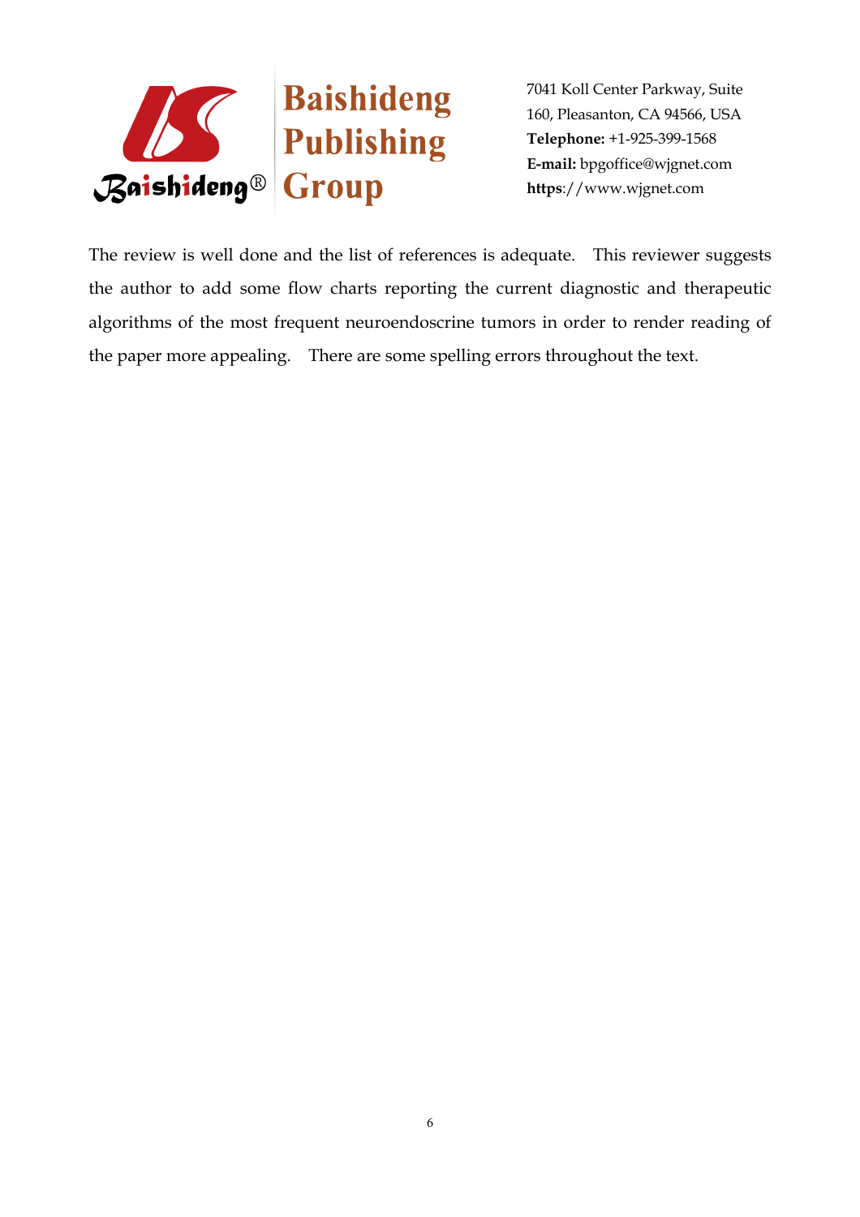The review is well done and the list of references is adequate. This reviewer suggests the author to add some flow charts reporting the current diagnostic and therapeutic algorithms of the most frequent neuroendoscrine tumors in order to render reading of the paper more appealing. There are some spelling errors throughout the text.